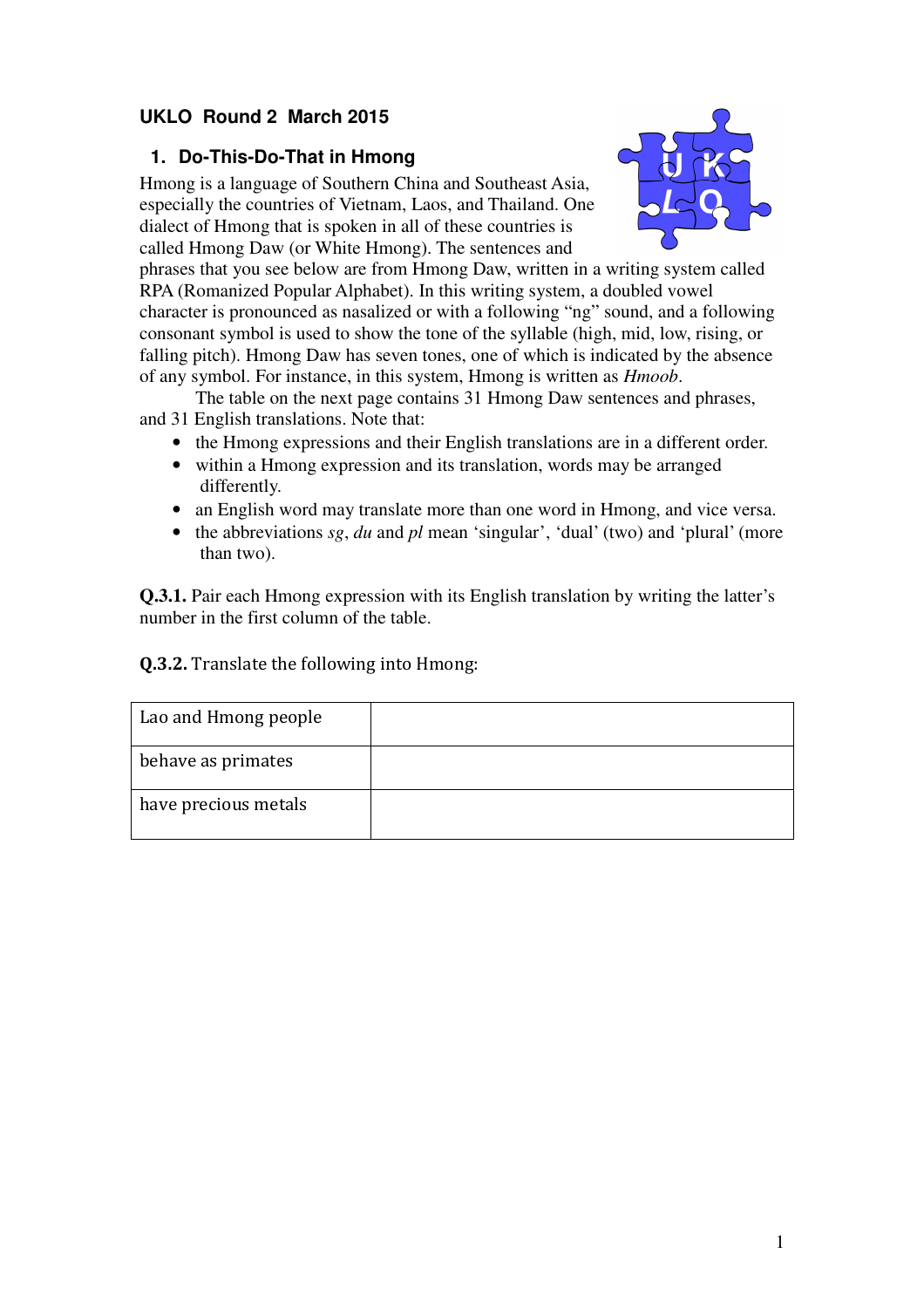**UKLO Round 2 March 2015**

## 1. Do-This-Do-That in Hmong

Hmong is a language of Southern China and Southeast Asia, especially the countries of Vietnam, Laos, and Thailand. One dialect of Hmong that is spoken in all of these countries is called Hmong Daw (or White Hmong). The sentences and phrases that you see below are from Hmong Daw, written in a writing system called RPA (Romanized Popular Alphabet). In this writing system, a doubled vowel character is pronounced as nasalized or with a following "ng" sound, and a following consonant symbol is used to show the tone of the syllable (high, mid, low, rising, or falling pitch). Hmong Daw has seven tones, one of which is indicated by the absence of any symbol. For instance, in this system, Hmong is written as *Hmoob*.

The table on the next page contains 31 Hmong Daw sentences and phrases, and 31 English translations. Note that:

- the Hmong expressions and their English translations are in a different order.
- within a Hmong expression and its translation, words may be arranged differently.
- an English word may translate more than one word in Hmong, and vice versa.
- the abbreviations *sg*, *du* and *pl* mean 'singular', 'dual' (two) and 'plural' (more than two).

**Q.3.1.** Pair each Hmong expression with its English translation by writing the latter's number in the first column of the table.

**Q.3.2.** Translate the following into Hmong:

| | |
|---|---|
| Lao and Hmong people | |
| behave as primates | |
| have precious metals | |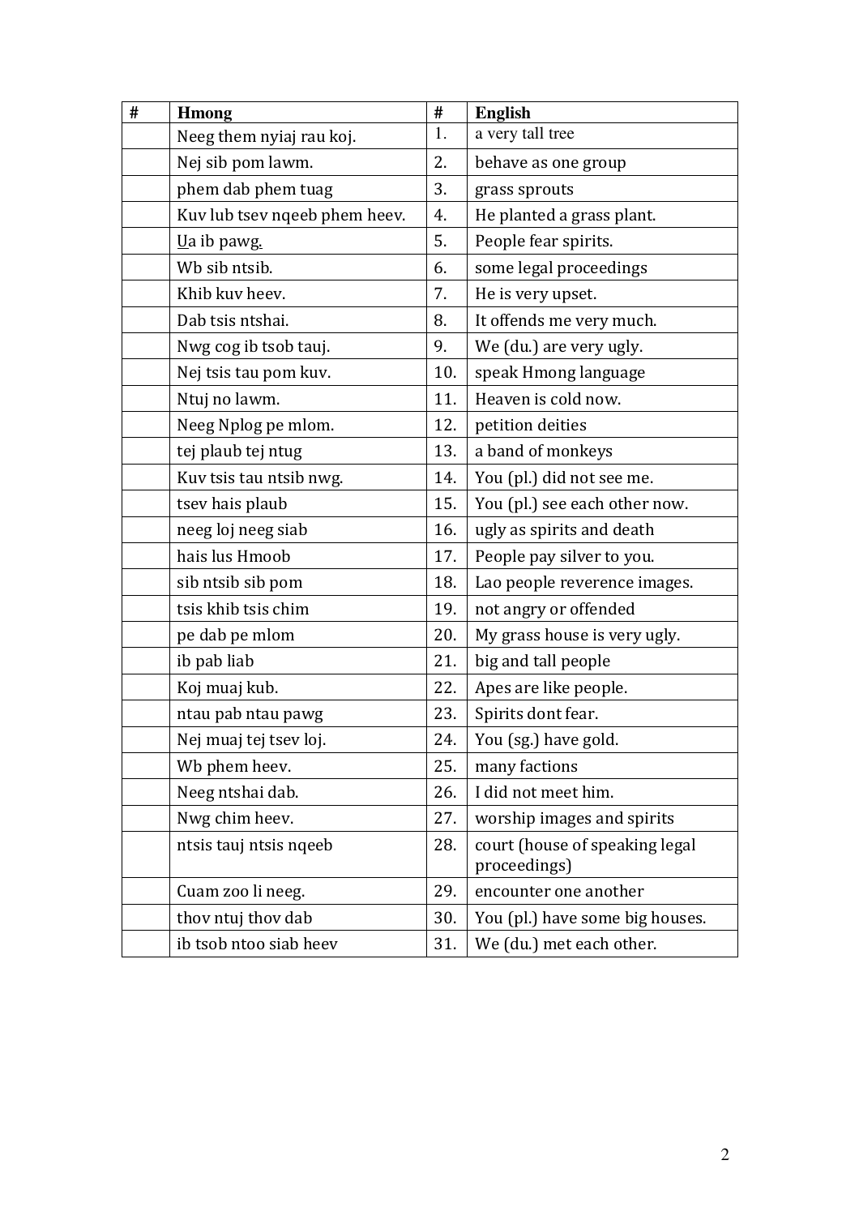| # | Hmong | # | English |
|---|---|---|---|
| | Neeg them nyiaj rau koj. | 1. | a very tall tree |
| | Nej sib pom lawm. | 2. | behave as one group |
| | phem dab phem tuag | 3. | grass sprouts |
| | Kuv lub tsev nqeeb phem heev. | 4. | He planted a grass plant. |
| | Ua ib pawg. | 5. | People fear spirits. |
| | Wb sib ntsib. | 6. | some legal proceedings |
| | Khib kuv heev. | 7. | He is very upset. |
| | Dab tsis ntshai. | 8. | It offends me very much. |
| | Nwg cog ib tsob tauj. | 9. | We (du.) are very ugly. |
| | Nej tsis tau pom kuv. | 10. | speak Hmong language |
| | Ntuj no lawm. | 11. | Heaven is cold now. |
| | Neeg Nplog pe mlom. | 12. | petition deities |
| | tej plaub tej ntug | 13. | a band of monkeys |
| | Kuv tsis tau ntsib nwg. | 14. | You (pl.) did not see me. |
| | tsev hais plaub | 15. | You (pl.) see each other now. |
| | neeg loj neeg siab | 16. | ugly as spirits and death |
| | hais lus Hmoob | 17. | People pay silver to you. |
| | sib ntsib sib pom | 18. | Lao people reverence images. |
| | tsis khib tsis chim | 19. | not angry or offended |
| | pe dab pe mlom | 20. | My grass house is very ugly. |
| | ib pab liab | 21. | big and tall people |
| | Koj muaj kub. | 22. | Apes are like people. |
| | ntau pab ntau pawg | 23. | Spirits dont fear. |
| | Nej muaj tej tsev loj. | 24. | You (sg.) have gold. |
| | Wb phem heev. | 25. | many factions |
| | Neeg ntshai dab. | 26. | I did not meet him. |
| | Nwg chim heev. | 27. | worship images and spirits |
| | ntsis tauj ntsis nqeeb | 28. | court (house of speaking legal proceedings) |
| | Cuam zoo li neeg. | 29. | encounter one another |
| | thov ntuj thov dab | 30. | You (pl.) have some big houses. |
| | ib tsob ntoo siab heev | 31. | We (du.) met each other. |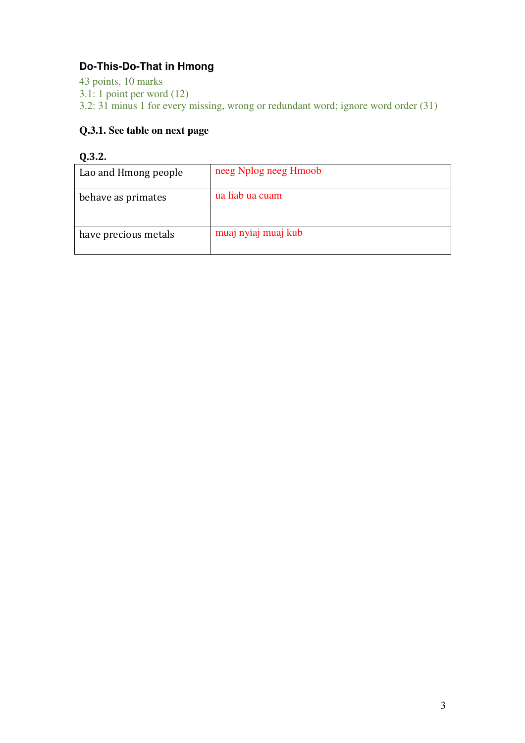## Do-This-Do-That in Hmong

43 points, 10 marks
3.1: 1 point per word (12)
3.2: 31 minus 1 for every missing, wrong or redundant word; ignore word order (31)

### Q.3.1. See table on next page

### Q.3.2.

| | |
|---|---|
| Lao and Hmong people | neeg Nplog neeg Hmoob |
| behave as primates | ua liab ua cuam |
| have precious metals | muaj nyiaj muaj kub |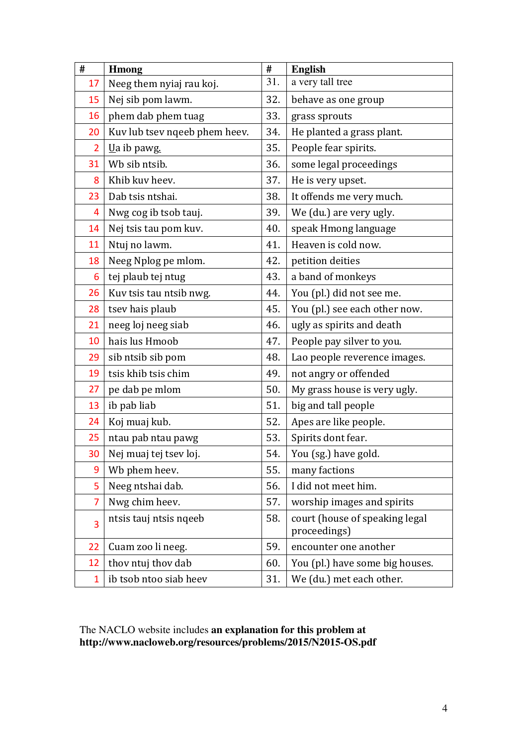| # | Hmong | # | English |
|---|---|---|---|
| 17 | Neeg them nyiaj rau koj. | 31. | a very tall tree |
| 15 | Nej sib pom lawm. | 32. | behave as one group |
| 16 | phem dab phem tuag | 33. | grass sprouts |
| 20 | Kuv lub tsev nqeeb phem heev. | 34. | He planted a grass plant. |
| 2 | Ua ib pawg. | 35. | People fear spirits. |
| 31 | Wb sib ntsib. | 36. | some legal proceedings |
| 8 | Khib kuv heev. | 37. | He is very upset. |
| 23 | Dab tsis ntshai. | 38. | It offends me very much. |
| 4 | Nwg cog ib tsob tauj. | 39. | We (du.) are very ugly. |
| 14 | Nej tsis tau pom kuv. | 40. | speak Hmong language |
| 11 | Ntuj no lawm. | 41. | Heaven is cold now. |
| 18 | Neeg Nplog pe mlom. | 42. | petition deities |
| 6 | tej plaub tej ntug | 43. | a band of monkeys |
| 26 | Kuv tsis tau ntsib nwg. | 44. | You (pl.) did not see me. |
| 28 | tsev hais plaub | 45. | You (pl.) see each other now. |
| 21 | neeg loj neeg siab | 46. | ugly as spirits and death |
| 10 | hais lus Hmoob | 47. | People pay silver to you. |
| 29 | sib ntsib sib pom | 48. | Lao people reverence images. |
| 19 | tsis khib tsis chim | 49. | not angry or offended |
| 27 | pe dab pe mlom | 50. | My grass house is very ugly. |
| 13 | ib pab liab | 51. | big and tall people |
| 24 | Koj muaj kub. | 52. | Apes are like people. |
| 25 | ntau pab ntau pawg | 53. | Spirits dont fear. |
| 30 | Nej muaj tej tsev loj. | 54. | You (sg.) have gold. |
| 9 | Wb phem heev. | 55. | many factions |
| 5 | Neeg ntshai dab. | 56. | I did not meet him. |
| 7 | Nwg chim heev. | 57. | worship images and spirits |
| 3 | ntsis tauj ntsis nqeeb | 58. | court (house of speaking legal proceedings) |
| 22 | Cuam zoo li neeg. | 59. | encounter one another |
| 12 | thov ntuj thov dab | 60. | You (pl.) have some big houses. |
| 1 | ib tsob ntoo siab heev | 31. | We (du.) met each other. |

The NACLO website includes **an explanation for this problem at http://www.nacloweb.org/resources/problems/2015/N2015-OS.pdf**